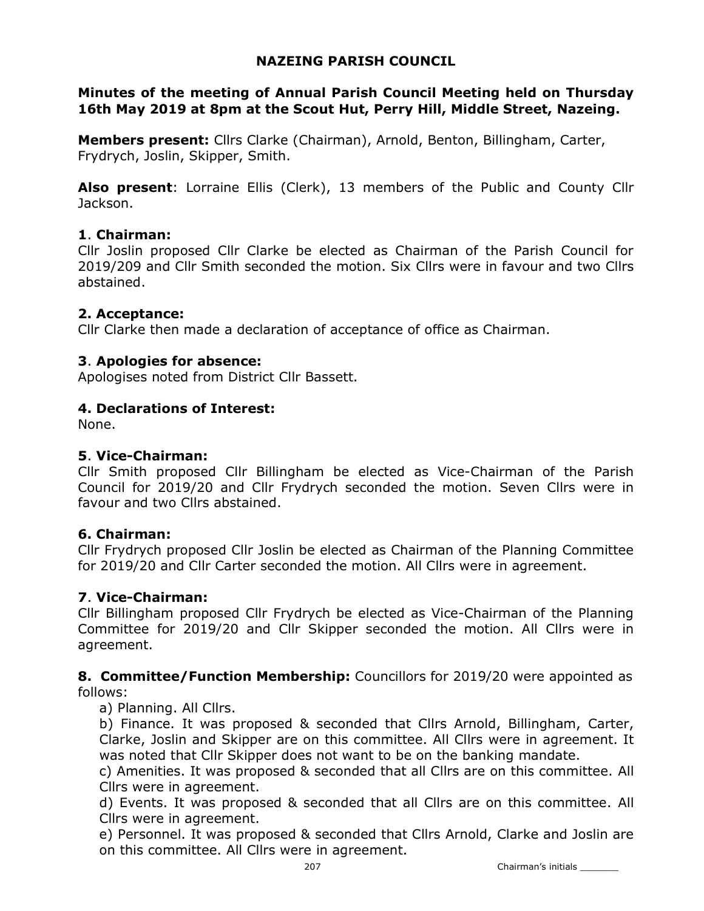# NAZEING PARISH COUNCIL

**Minutes of the meeting of Annual Parish Council Meeting held on Thursday 16th May 2019 at 8pm at the Scout Hut, Perry Hill, Middle Street, Nazeing.**

**Members present:** Cllrs Clarke (Chairman), Arnold, Benton, Billingham, Carter, Frydrych, Joslin, Skipper, Smith.

**Also present**: Lorraine Ellis (Clerk), 13 members of the Public and County Cllr Jackson.

**1**. **Chairman:**
Cllr Joslin proposed Cllr Clarke be elected as Chairman of the Parish Council for 2019/209 and Cllr Smith seconded the motion. Six Cllrs were in favour and two Cllrs abstained.

**2. Acceptance:**
Cllr Clarke then made a declaration of acceptance of office as Chairman.

**3**. **Apologies for absence:**
Apologises noted from District Cllr Bassett.

**4. Declarations of Interest:**
None.

**5**. **Vice-Chairman:**
Cllr Smith proposed Cllr Billingham be elected as Vice-Chairman of the Parish Council for 2019/20 and Cllr Frydrych seconded the motion. Seven Cllrs were in favour and two Cllrs abstained.

**6. Chairman:**
Cllr Frydrych proposed Cllr Joslin be elected as Chairman of the Planning Committee for 2019/20 and Cllr Carter seconded the motion. All Cllrs were in agreement.

**7**. **Vice-Chairman:**
Cllr Billingham proposed Cllr Frydrych be elected as Vice-Chairman of the Planning Committee for 2019/20 and Cllr Skipper seconded the motion. All Cllrs were in agreement.

**8. Committee/Function Membership:** Councillors for 2019/20 were appointed as follows:

a) Planning. All Cllrs.

b) Finance. It was proposed & seconded that Cllrs Arnold, Billingham, Carter, Clarke, Joslin and Skipper are on this committee. All Cllrs were in agreement. It was noted that Cllr Skipper does not want to be on the banking mandate.

c) Amenities. It was proposed & seconded that all Cllrs are on this committee. All Cllrs were in agreement.

d) Events. It was proposed & seconded that all Cllrs are on this committee. All Cllrs were in agreement.

e) Personnel. It was proposed & seconded that Cllrs Arnold, Clarke and Joslin are on this committee. All Cllrs were in agreement.

Chairman's initials _______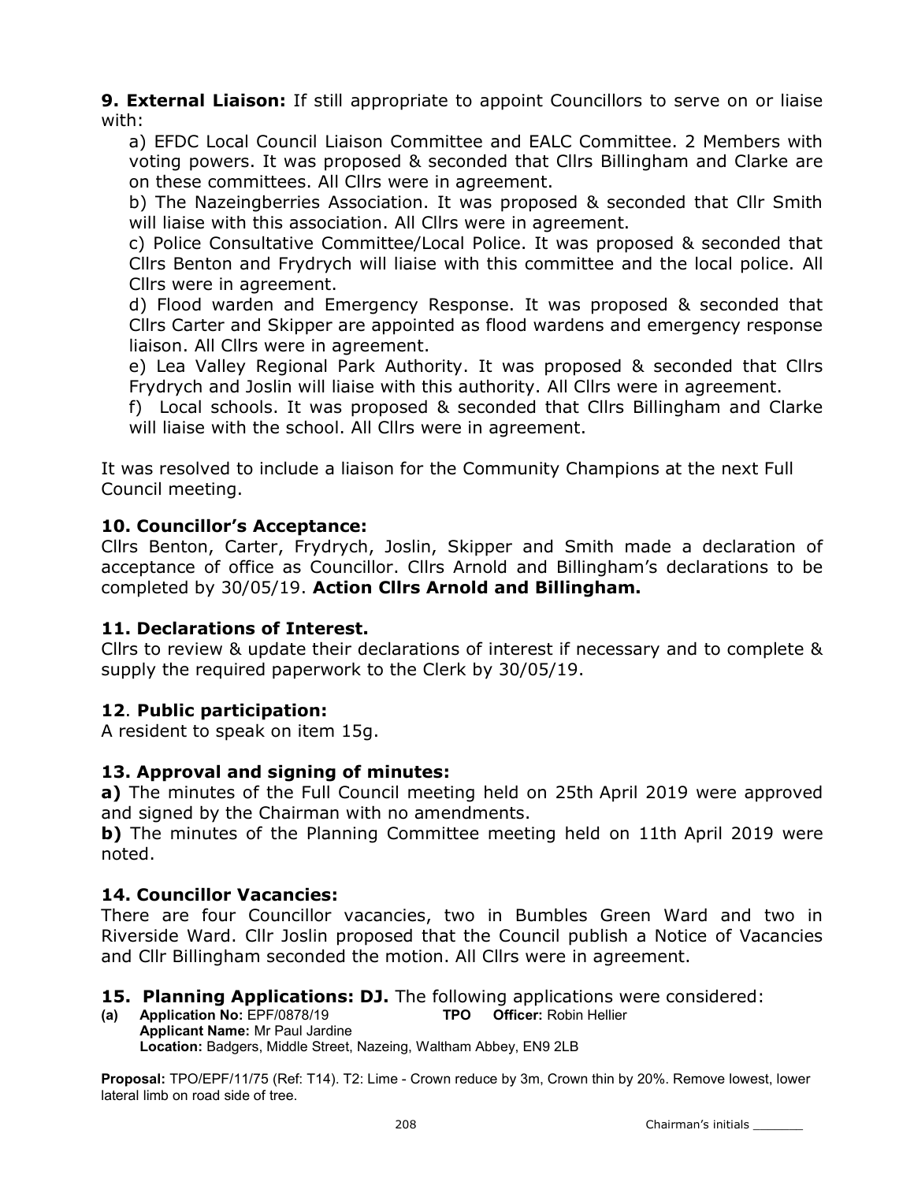**9. External Liaison:** If still appropriate to appoint Councillors to serve on or liaise with:

a) EFDC Local Council Liaison Committee and EALC Committee. 2 Members with voting powers. It was proposed & seconded that Cllrs Billingham and Clarke are on these committees. All Cllrs were in agreement.

b) The Nazeingberries Association. It was proposed & seconded that Cllr Smith will liaise with this association. All Cllrs were in agreement.

c) Police Consultative Committee/Local Police. It was proposed & seconded that Cllrs Benton and Frydrych will liaise with this committee and the local police. All Cllrs were in agreement.

d) Flood warden and Emergency Response. It was proposed & seconded that Cllrs Carter and Skipper are appointed as flood wardens and emergency response liaison. All Cllrs were in agreement.

e) Lea Valley Regional Park Authority. It was proposed & seconded that Cllrs Frydrych and Joslin will liaise with this authority. All Cllrs were in agreement.

f) Local schools. It was proposed & seconded that Cllrs Billingham and Clarke will liaise with the school. All Cllrs were in agreement.

It was resolved to include a liaison for the Community Champions at the next Full Council meeting.

## 10. Councillor's Acceptance:

Cllrs Benton, Carter, Frydrych, Joslin, Skipper and Smith made a declaration of acceptance of office as Councillor. Cllrs Arnold and Billingham's declarations to be completed by 30/05/19. **Action Cllrs Arnold and Billingham.**

## 11. Declarations of Interest.

Cllrs to review & update their declarations of interest if necessary and to complete & supply the required paperwork to the Clerk by 30/05/19.

## 12. Public participation:

A resident to speak on item 15g.

## 13. Approval and signing of minutes:

**a)** The minutes of the Full Council meeting held on 25th April 2019 were approved and signed by the Chairman with no amendments.

**b)** The minutes of the Planning Committee meeting held on 11th April 2019 were noted.

## 14. Councillor Vacancies:

There are four Councillor vacancies, two in Bumbles Green Ward and two in Riverside Ward. Cllr Joslin proposed that the Council publish a Notice of Vacancies and Cllr Billingham seconded the motion. All Cllrs were in agreement.

## 15. Planning Applications: DJ. The following applications were considered:

**(a) Application No:** EPF/0878/19 **TPO Officer:** Robin Hellier
**Applicant Name:** Mr Paul Jardine
**Location:** Badgers, Middle Street, Nazeing, Waltham Abbey, EN9 2LB

**Proposal:** TPO/EPF/11/75 (Ref: T14). T2: Lime - Crown reduce by 3m, Crown thin by 20%. Remove lowest, lower lateral limb on road side of tree.

Chairman's initials _______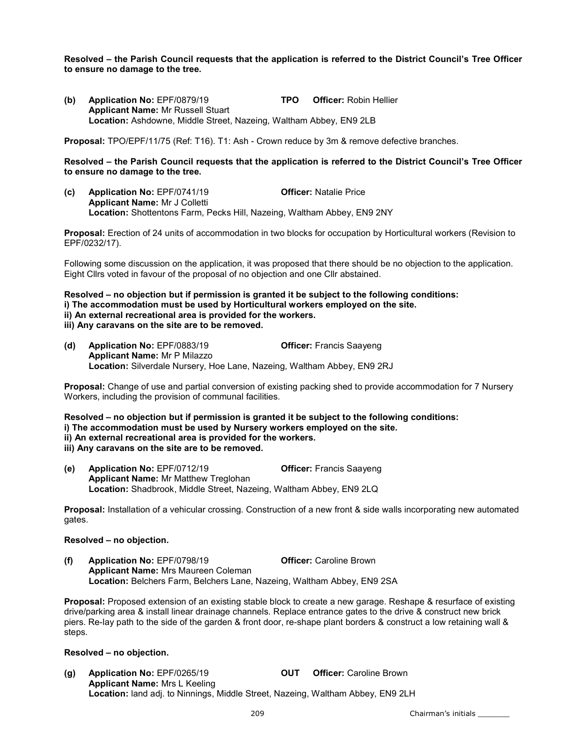**Resolved – the Parish Council requests that the application is referred to the District Council's Tree Officer to ensure no damage to the tree.**

**(b) Application No:** EPF/0879/19 **TPO Officer:** Robin Hellier
**Applicant Name:** Mr Russell Stuart
**Location:** Ashdowne, Middle Street, Nazeing, Waltham Abbey, EN9 2LB

**Proposal:** TPO/EPF/11/75 (Ref: T16). T1: Ash - Crown reduce by 3m & remove defective branches.

**Resolved – the Parish Council requests that the application is referred to the District Council's Tree Officer to ensure no damage to the tree.**

**(c) Application No:** EPF/0741/19 **Officer:** Natalie Price
**Applicant Name:** Mr J Colletti
**Location:** Shottentons Farm, Pecks Hill, Nazeing, Waltham Abbey, EN9 2NY

**Proposal:** Erection of 24 units of accommodation in two blocks for occupation by Horticultural workers (Revision to EPF/0232/17).

Following some discussion on the application, it was proposed that there should be no objection to the application. Eight Cllrs voted in favour of the proposal of no objection and one Cllr abstained.

**Resolved – no objection but if permission is granted it be subject to the following conditions:**
**i) The accommodation must be used by Horticultural workers employed on the site.**
**ii) An external recreational area is provided for the workers.**
**iii) Any caravans on the site are to be removed.**

**(d) Application No:** EPF/0883/19 **Officer:** Francis Saayeng
**Applicant Name:** Mr P Milazzo
**Location:** Silverdale Nursery, Hoe Lane, Nazeing, Waltham Abbey, EN9 2RJ

**Proposal:** Change of use and partial conversion of existing packing shed to provide accommodation for 7 Nursery Workers, including the provision of communal facilities.

**Resolved – no objection but if permission is granted it be subject to the following conditions:**
**i) The accommodation must be used by Nursery workers employed on the site.**
**ii) An external recreational area is provided for the workers.**
**iii) Any caravans on the site are to be removed.**

**(e) Application No:** EPF/0712/19 **Officer:** Francis Saayeng
**Applicant Name:** Mr Matthew Treglohan
**Location:** Shadbrook, Middle Street, Nazeing, Waltham Abbey, EN9 2LQ

**Proposal:** Installation of a vehicular crossing. Construction of a new front & side walls incorporating new automated gates.

**Resolved – no objection.**

**(f) Application No:** EPF/0798/19 **Officer:** Caroline Brown
**Applicant Name:** Mrs Maureen Coleman
**Location:** Belchers Farm, Belchers Lane, Nazeing, Waltham Abbey, EN9 2SA

**Proposal:** Proposed extension of an existing stable block to create a new garage. Reshape & resurface of existing drive/parking area & install linear drainage channels. Replace entrance gates to the drive & construct new brick piers. Re-lay path to the side of the garden & front door, re-shape plant borders & construct a low retaining wall & steps.

**Resolved – no objection.**

**(g) Application No:** EPF/0265/19 **OUT Officer:** Caroline Brown
**Applicant Name:** Mrs L Keeling
**Location:** land adj. to Ninnings, Middle Street, Nazeing, Waltham Abbey, EN9 2LH

Chairman's initials ________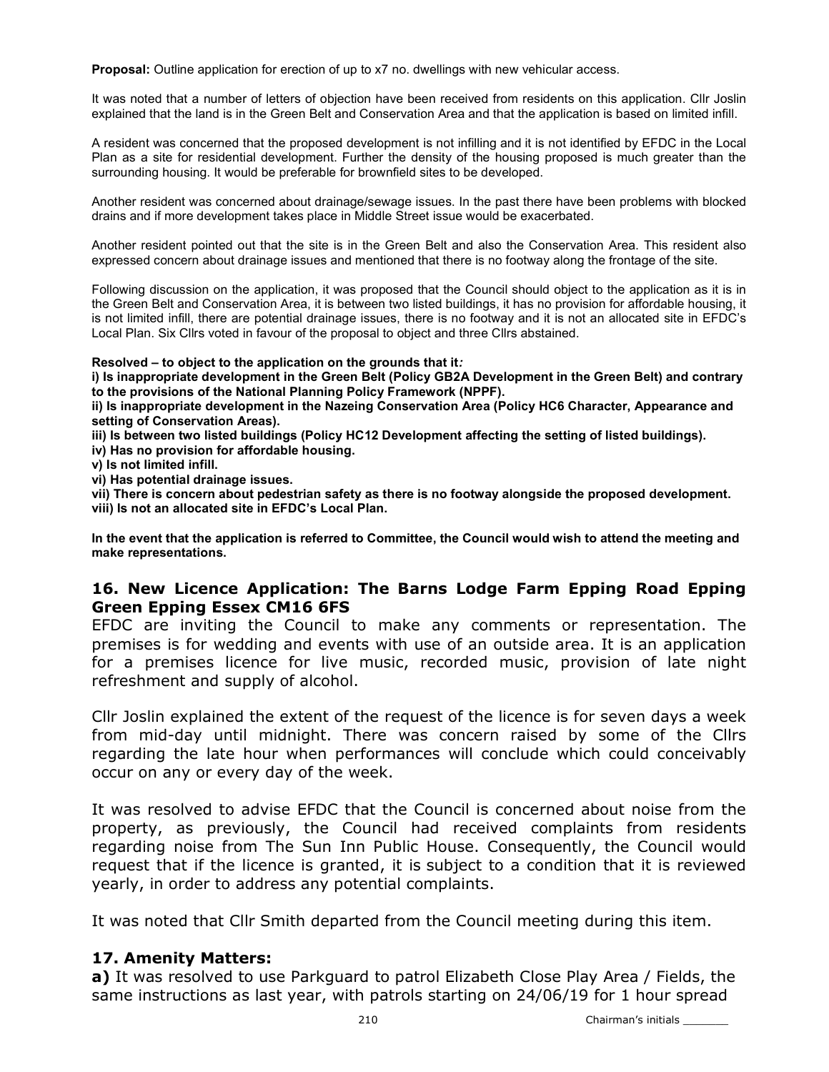**Proposal:** Outline application for erection of up to x7 no. dwellings with new vehicular access.

It was noted that a number of letters of objection have been received from residents on this application. Cllr Joslin explained that the land is in the Green Belt and Conservation Area and that the application is based on limited infill.

A resident was concerned that the proposed development is not infilling and it is not identified by EFDC in the Local Plan as a site for residential development. Further the density of the housing proposed is much greater than the surrounding housing. It would be preferable for brownfield sites to be developed.

Another resident was concerned about drainage/sewage issues. In the past there have been problems with blocked drains and if more development takes place in Middle Street issue would be exacerbated.

Another resident pointed out that the site is in the Green Belt and also the Conservation Area. This resident also expressed concern about drainage issues and mentioned that there is no footway along the frontage of the site.

Following discussion on the application, it was proposed that the Council should object to the application as it is in the Green Belt and Conservation Area, it is between two listed buildings, it has no provision for affordable housing, it is not limited infill, there are potential drainage issues, there is no footway and it is not an allocated site in EFDC's Local Plan. Six Cllrs voted in favour of the proposal to object and three Cllrs abstained.

**Resolved – to object to the application on the grounds that it*:***

**i) Is inappropriate development in the Green Belt (Policy GB2A Development in the Green Belt) and contrary to the provisions of the National Planning Policy Framework (NPPF).**

**ii) Is inappropriate development in the Nazeing Conservation Area (Policy HC6 Character, Appearance and setting of Conservation Areas).**

**iii) Is between two listed buildings (Policy HC12 Development affecting the setting of listed buildings).**

**iv) Has no provision for affordable housing.**

**v) Is not limited infill.**

**vi) Has potential drainage issues.**

**vii) There is concern about pedestrian safety as there is no footway alongside the proposed development.**

**viii) Is not an allocated site in EFDC's Local Plan.**

**In the event that the application is referred to Committee, the Council would wish to attend the meeting and make representations.**

## 16. New Licence Application: The Barns Lodge Farm Epping Road Epping Green Epping Essex CM16 6FS

EFDC are inviting the Council to make any comments or representation. The premises is for wedding and events with use of an outside area. It is an application for a premises licence for live music, recorded music, provision of late night refreshment and supply of alcohol.

Cllr Joslin explained the extent of the request of the licence is for seven days a week from mid-day until midnight. There was concern raised by some of the Cllrs regarding the late hour when performances will conclude which could conceivably occur on any or every day of the week.

It was resolved to advise EFDC that the Council is concerned about noise from the property, as previously, the Council had received complaints from residents regarding noise from The Sun Inn Public House. Consequently, the Council would request that if the licence is granted, it is subject to a condition that it is reviewed yearly, in order to address any potential complaints.

It was noted that Cllr Smith departed from the Council meeting during this item.

## 17. Amenity Matters:

**a)** It was resolved to use Parkguard to patrol Elizabeth Close Play Area / Fields, the same instructions as last year, with patrols starting on 24/06/19 for 1 hour spread

Chairman's initials _______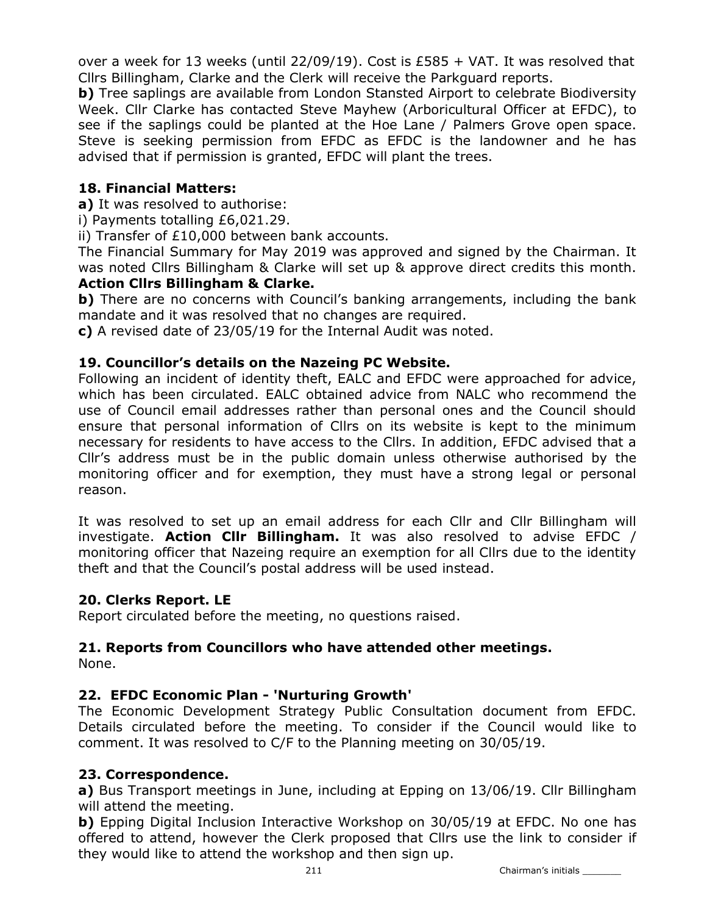over a week for 13 weeks (until 22/09/19). Cost is £585 + VAT. It was resolved that Cllrs Billingham, Clarke and the Clerk will receive the Parkguard reports.

**b)** Tree saplings are available from London Stansted Airport to celebrate Biodiversity Week. Cllr Clarke has contacted Steve Mayhew (Arboricultural Officer at EFDC), to see if the saplings could be planted at the Hoe Lane / Palmers Grove open space. Steve is seeking permission from EFDC as EFDC is the landowner and he has advised that if permission is granted, EFDC will plant the trees.

## 18. Financial Matters:

**a)** It was resolved to authorise:

i) Payments totalling £6,021.29.

ii) Transfer of £10,000 between bank accounts.

The Financial Summary for May 2019 was approved and signed by the Chairman. It was noted Cllrs Billingham & Clarke will set up & approve direct credits this month. **Action Cllrs Billingham & Clarke.**

**b)** There are no concerns with Council's banking arrangements, including the bank mandate and it was resolved that no changes are required.

**c)** A revised date of 23/05/19 for the Internal Audit was noted.

## 19. Councillor's details on the Nazeing PC Website.

Following an incident of identity theft, EALC and EFDC were approached for advice, which has been circulated. EALC obtained advice from NALC who recommend the use of Council email addresses rather than personal ones and the Council should ensure that personal information of Cllrs on its website is kept to the minimum necessary for residents to have access to the Cllrs. In addition, EFDC advised that a Cllr's address must be in the public domain unless otherwise authorised by the monitoring officer and for exemption, they must have a strong legal or personal reason.

It was resolved to set up an email address for each Cllr and Cllr Billingham will investigate. **Action Cllr Billingham.** It was also resolved to advise EFDC / monitoring officer that Nazeing require an exemption for all Cllrs due to the identity theft and that the Council's postal address will be used instead.

## 20. Clerks Report. LE

Report circulated before the meeting, no questions raised.

## 21. Reports from Councillors who have attended other meetings.

None.

## 22. EFDC Economic Plan - 'Nurturing Growth'

The Economic Development Strategy Public Consultation document from EFDC. Details circulated before the meeting. To consider if the Council would like to comment. It was resolved to C/F to the Planning meeting on 30/05/19.

## 23. Correspondence.

**a)** Bus Transport meetings in June, including at Epping on 13/06/19. Cllr Billingham will attend the meeting.

**b)** Epping Digital Inclusion Interactive Workshop on 30/05/19 at EFDC. No one has offered to attend, however the Clerk proposed that Cllrs use the link to consider if they would like to attend the workshop and then sign up.

Chairman's initials _______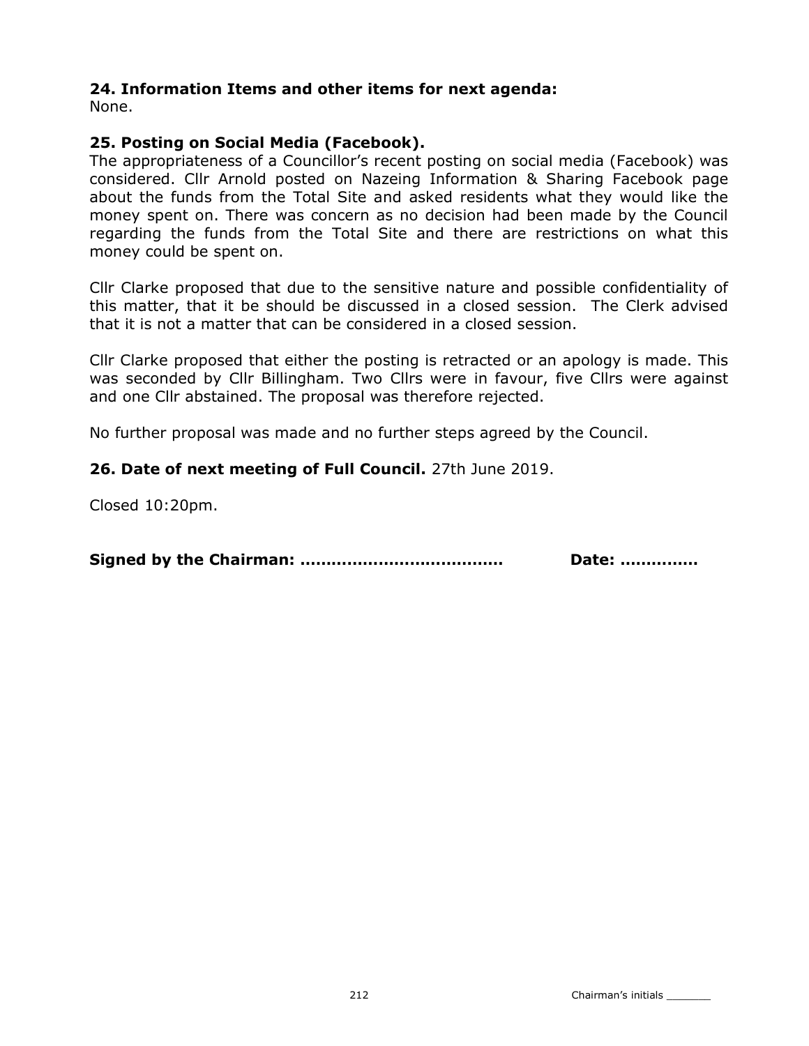**24. Information Items and other items for next agenda:**
None.

**25. Posting on Social Media (Facebook).**
The appropriateness of a Councillor's recent posting on social media (Facebook) was considered. Cllr Arnold posted on Nazeing Information & Sharing Facebook page about the funds from the Total Site and asked residents what they would like the money spent on. There was concern as no decision had been made by the Council regarding the funds from the Total Site and there are restrictions on what this money could be spent on.

Cllr Clarke proposed that due to the sensitive nature and possible confidentiality of this matter, that it be should be discussed in a closed session. The Clerk advised that it is not a matter that can be considered in a closed session.

Cllr Clarke proposed that either the posting is retracted or an apology is made. This was seconded by Cllr Billingham. Two Cllrs were in favour, five Cllrs were against and one Cllr abstained. The proposal was therefore rejected.

No further proposal was made and no further steps agreed by the Council.

**26. Date of next meeting of Full Council.** 27th June 2019.

Closed 10:20pm.

**Signed by the Chairman: ..................................... Date: ..............**

Chairman's initials _______